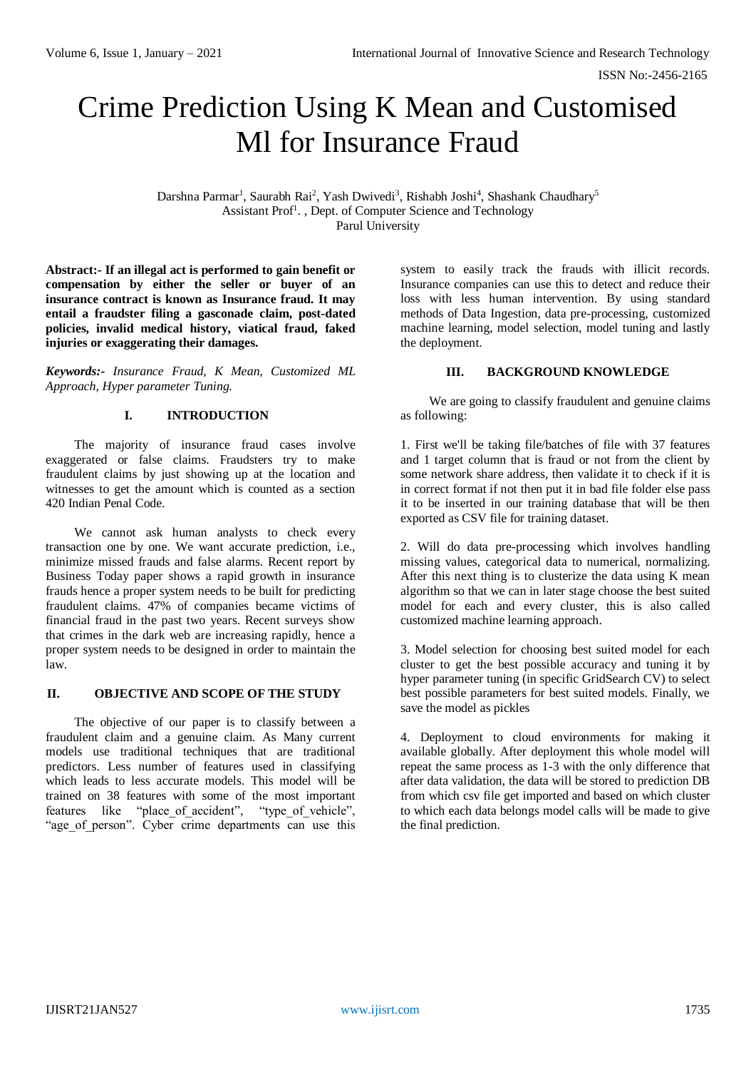# Crime Prediction Using K Mean and Customised Ml for Insurance Fraud

Darshna Parmar[1], Saurabh Rai[2], Yash Dwivedi[3], Rishabh Joshi[4], Shashank Chaudhary[5]
Assistant Prof[1]. , Dept. of Computer Science and Technology
Parul University

**Abstract:- If an illegal act is performed to gain benefit or compensation by either the seller or buyer of an insurance contract is known as Insurance fraud. It may entail a fraudster filing a gasconade claim, post-dated policies, invalid medical history, viatical fraud, faked injuries or exaggerating their damages.**

***Keywords:-*** *Insurance Fraud, K Mean, Customized ML Approach, Hyper parameter Tuning.*

## I. INTRODUCTION

The majority of insurance fraud cases involve exaggerated or false claims. Fraudsters try to make fraudulent claims by just showing up at the location and witnesses to get the amount which is counted as a section 420 Indian Penal Code.

We cannot ask human analysts to check every transaction one by one. We want accurate prediction, i.e., minimize missed frauds and false alarms. Recent report by Business Today paper shows a rapid growth in insurance frauds hence a proper system needs to be built for predicting fraudulent claims. 47% of companies became victims of financial fraud in the past two years. Recent surveys show that crimes in the dark web are increasing rapidly, hence a proper system needs to be designed in order to maintain the law.

## II. OBJECTIVE AND SCOPE OF THE STUDY

The objective of our paper is to classify between a fraudulent claim and a genuine claim. As Many current models use traditional techniques that are traditional predictors. Less number of features used in classifying which leads to less accurate models. This model will be trained on 38 features with some of the most important features like "place_of_accident", "type_of_vehicle", "age_of_person". Cyber crime departments can use this system to easily track the frauds with illicit records. Insurance companies can use this to detect and reduce their loss with less human intervention. By using standard methods of Data Ingestion, data pre-processing, customized machine learning, model selection, model tuning and lastly the deployment.

## III. BACKGROUND KNOWLEDGE

We are going to classify fraudulent and genuine claims as following:

1. First we'll be taking file/batches of file with 37 features and 1 target column that is fraud or not from the client by some network share address, then validate it to check if it is in correct format if not then put it in bad file folder else pass it to be inserted in our training database that will be then exported as CSV file for training dataset.

2. Will do data pre-processing which involves handling missing values, categorical data to numerical, normalizing. After this next thing is to clusterize the data using K mean algorithm so that we can in later stage choose the best suited model for each and every cluster, this is also called customized machine learning approach.

3. Model selection for choosing best suited model for each cluster to get the best possible accuracy and tuning it by hyper parameter tuning (in specific GridSearch CV) to select best possible parameters for best suited models. Finally, we save the model as pickles

4. Deployment to cloud environments for making it available globally. After deployment this whole model will repeat the same process as 1-3 with the only difference that after data validation, the data will be stored to prediction DB from which csv file get imported and based on which cluster to which each data belongs model calls will be made to give the final prediction.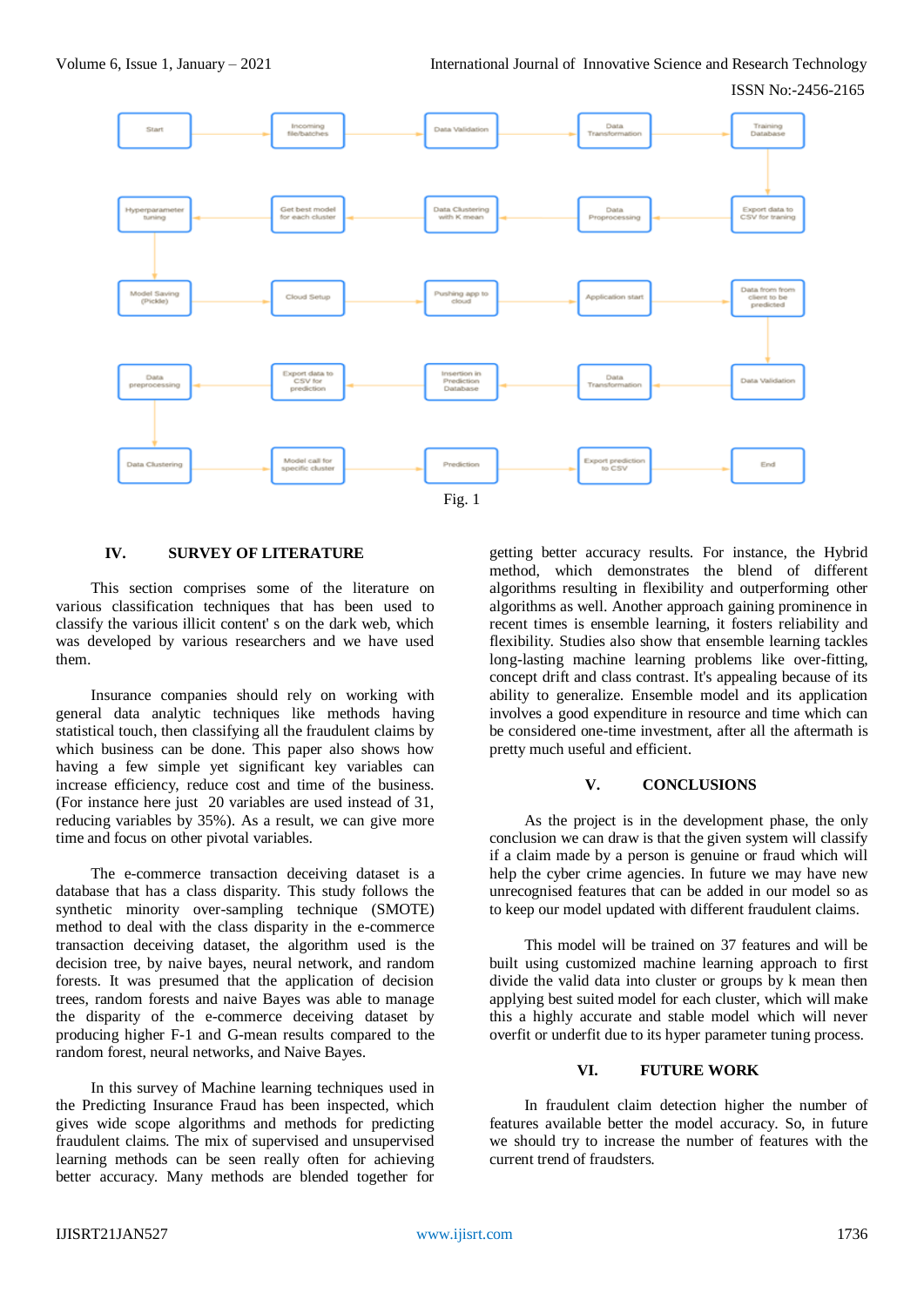Fig. 1

## IV. SURVEY OF LITERATURE

This section comprises some of the literature on various classification techniques that has been used to classify the various illicit content' s on the dark web, which was developed by various researchers and we have used them.

Insurance companies should rely on working with general data analytic techniques like methods having statistical touch, then classifying all the fraudulent claims by which business can be done. This paper also shows how having a few simple yet significant key variables can increase efficiency, reduce cost and time of the business. (For instance here just 20 variables are used instead of 31, reducing variables by 35%). As a result, we can give more time and focus on other pivotal variables.

The e-commerce transaction deceiving dataset is a database that has a class disparity. This study follows the synthetic minority over-sampling technique (SMOTE) method to deal with the class disparity in the e-commerce transaction deceiving dataset, the algorithm used is the decision tree, by naive bayes, neural network, and random forests. It was presumed that the application of decision trees, random forests and naive Bayes was able to manage the disparity of the e-commerce deceiving dataset by producing higher F-1 and G-mean results compared to the random forest, neural networks, and Naive Bayes.

In this survey of Machine learning techniques used in the Predicting Insurance Fraud has been inspected, which gives wide scope algorithms and methods for predicting fraudulent claims. The mix of supervised and unsupervised learning methods can be seen really often for achieving better accuracy. Many methods are blended together for getting better accuracy results. For instance, the Hybrid method, which demonstrates the blend of different algorithms resulting in flexibility and outperforming other algorithms as well. Another approach gaining prominence in recent times is ensemble learning, it fosters reliability and flexibility. Studies also show that ensemble learning tackles long-lasting machine learning problems like over-fitting, concept drift and class contrast. It's appealing because of its ability to generalize. Ensemble model and its application involves a good expenditure in resource and time which can be considered one-time investment, after all the aftermath is pretty much useful and efficient.

## V. CONCLUSIONS

As the project is in the development phase, the only conclusion we can draw is that the given system will classify if a claim made by a person is genuine or fraud which will help the cyber crime agencies. In future we may have new unrecognised features that can be added in our model so as to keep our model updated with different fraudulent claims.

This model will be trained on 37 features and will be built using customized machine learning approach to first divide the valid data into cluster or groups by k mean then applying best suited model for each cluster, which will make this a highly accurate and stable model which will never overfit or underfit due to its hyper parameter tuning process.

## VI. FUTURE WORK

In fraudulent claim detection higher the number of features available better the model accuracy. So, in future we should try to increase the number of features with the current trend of fraudsters.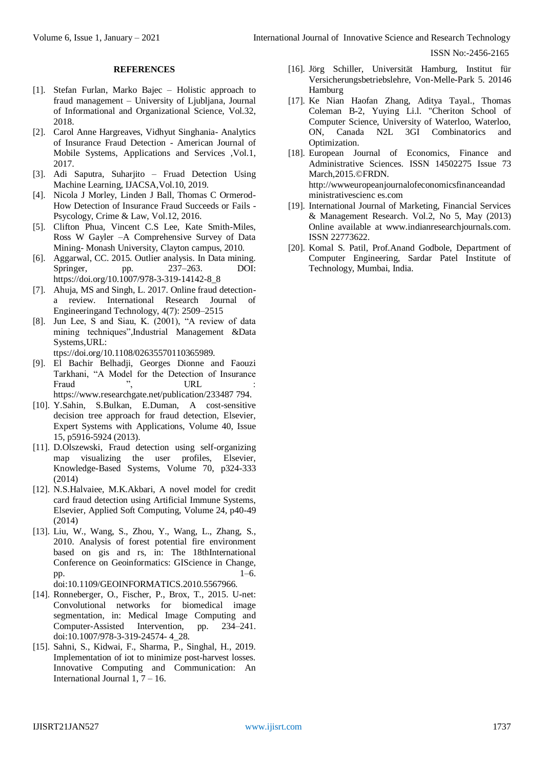## REFERENCES

[1]. Stefan Furlan, Marko Bajec – Holistic approach to fraud management – University of Ljubljana, Journal of Informational and Organizational Science, Vol.32, 2018.

[2]. Carol Anne Hargreaves, Vidhyut Singhania- Analytics of Insurance Fraud Detection - American Journal of Mobile Systems, Applications and Services ,Vol.1, 2017.

[3]. Adi Saputra, Suharjito – Fruad Detection Using Machine Learning, IJACSA,Vol.10, 2019.

[4]. Nicola J Morley, Linden J Ball, Thomas C Ormerod- How Detection of Insurance Fraud Succeeds or Fails - Psycology, Crime & Law, Vol.12, 2016.

[5]. Clifton Phua, Vincent C.S Lee, Kate Smith-Miles, Ross W Gayler –A Comprehensive Survey of Data Mining- Monash University, Clayton campus, 2010.

[6]. Aggarwal, CC. 2015. Outlier analysis. In Data mining. Springer, pp. 237–263. DOI: https://doi.org/10.1007/978-3-319-14142-8_8

[7]. Ahuja, MS and Singh, L. 2017. Online fraud detection-a review. International Research Journal of Engineeringand Technology, 4(7): 2509–2515

[8]. Jun Lee, S and Siau, K. (2001), "A review of data mining techniques",Industrial Management &Data Systems,URL: ttps://doi.org/10.1108/02635570110365989.

[9]. El Bachir Belhadji, Georges Dionne and Faouzi Tarkhani, "A Model for the Detection of Insurance Fraud ", URL : https://www.researchgate.net/publication/233487 794.

[10]. Y.Sahin, S.Bulkan, E.Duman, A cost-sensitive decision tree approach for fraud detection, Elsevier, Expert Systems with Applications, Volume 40, Issue 15, p5916-5924 (2013).

[11]. D.Olszewski, Fraud detection using self-organizing map visualizing the user profiles, Elsevier, Knowledge-Based Systems, Volume 70, p324-333 (2014)

[12]. N.S.Halvaiee, M.K.Akbari, A novel model for credit card fraud detection using Artificial Immune Systems, Elsevier, Applied Soft Computing, Volume 24, p40-49 (2014)

[13]. Liu, W., Wang, S., Zhou, Y., Wang, L., Zhang, S., 2010. Analysis of forest potential fire environment based on gis and rs, in: The 18thInternational Conference on Geoinformatics: GIScience in Change, pp. 1–6. doi:10.1109/GEOINFORMATICS.2010.5567966.

[14]. Ronneberger, O., Fischer, P., Brox, T., 2015. U-net: Convolutional networks for biomedical image segmentation, in: Medical Image Computing and Computer-Assisted Intervention, pp. 234–241. doi:10.1007/978-3-319-24574- 4_28.

[15]. Sahni, S., Kidwai, F., Sharma, P., Singhal, H., 2019. Implementation of iot to minimize post-harvest losses. Innovative Computing and Communication: An International Journal 1, 7 – 16.

[16]. Jörg Schiller, Universität Hamburg, Institut für Versicherungsbetriebslehre, Von-Melle-Park 5. 20146 Hamburg

[17]. Ke Nian Haofan Zhang, Aditya Tayal., Thomas Coleman B-2, Yuying Li.l. "Cheriton School of Computer Science, University of Waterloo, Waterloo, ON, Canada N2L 3GI Combinatorics and Optimization.

[18]. European Journal of Economics, Finance and Administrative Sciences. ISSN 14502275 Issue 73 March,2015.©FRDN. http://wwweuropeanjournalofeconomicsfinanceandad ministrativescienc es.com

[19]. International Journal of Marketing, Financial Services & Management Research. Vol.2, No 5, May (2013) Online available at www.indianresearchjournals.com. ISSN 22773622.

[20]. Komal S. Patil, Prof.Anand Godbole, Department of Computer Engineering, Sardar Patel Institute of Technology, Mumbai, India.